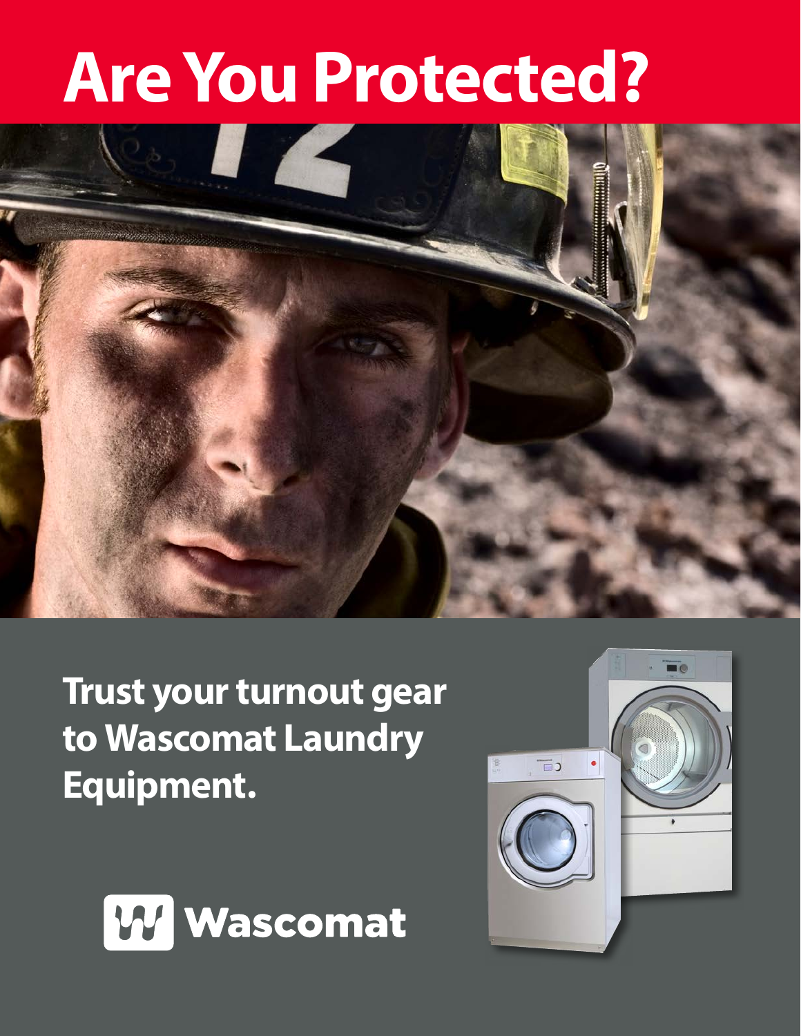# Are You Protected?

**Trust your turnout gear to Wascomat Laundry Equipment.**

Wascomat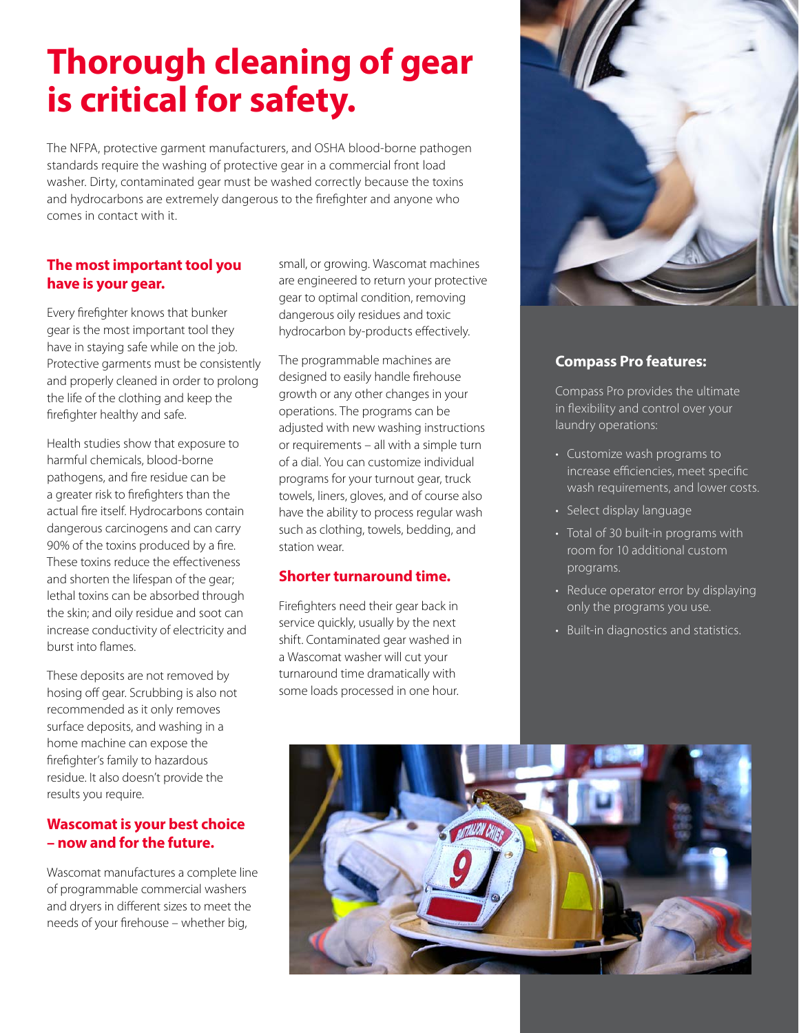# Thorough cleaning of gear is critical for safety.

The NFPA, protective garment manufacturers, and OSHA blood-borne pathogen standards require the washing of protective gear in a commercial front load washer. Dirty, contaminated gear must be washed correctly because the toxins and hydrocarbons are extremely dangerous to the firefighter and anyone who comes in contact with it.

## The most important tool you have is your gear.

Every firefighter knows that bunker gear is the most important tool they have in staying safe while on the job. Protective garments must be consistently and properly cleaned in order to prolong the life of the clothing and keep the firefighter healthy and safe.

Health studies show that exposure to harmful chemicals, blood-borne pathogens, and fire residue can be a greater risk to firefighters than the actual fire itself. Hydrocarbons contain dangerous carcinogens and can carry 90% of the toxins produced by a fire. These toxins reduce the effectiveness and shorten the lifespan of the gear; lethal toxins can be absorbed through the skin; and oily residue and soot can increase conductivity of electricity and burst into flames.

These deposits are not removed by hosing off gear. Scrubbing is also not recommended as it only removes surface deposits, and washing in a home machine can expose the firefighter's family to hazardous residue. It also doesn't provide the results you require.

## Wascomat is your best choice – now and for the future.

Wascomat manufactures a complete line of programmable commercial washers and dryers in different sizes to meet the needs of your firehouse – whether big, small, or growing. Wascomat machines are engineered to return your protective gear to optimal condition, removing dangerous oily residues and toxic hydrocarbon by-products effectively.

The programmable machines are designed to easily handle firehouse growth or any other changes in your operations. The programs can be adjusted with new washing instructions or requirements – all with a simple turn of a dial. You can customize individual programs for your turnout gear, truck towels, liners, gloves, and of course also have the ability to process regular wash such as clothing, towels, bedding, and station wear.

## Shorter turnaround time.

Firefighters need their gear back in service quickly, usually by the next shift. Contaminated gear washed in a Wascomat washer will cut your turnaround time dramatically with some loads processed in one hour.

### Compass Pro features:

Compass Pro provides the ultimate in flexibility and control over your laundry operations:

- Customize wash programs to increase efficiencies, meet specific wash requirements, and lower costs.
- Select display language
- Total of 30 built-in programs with room for 10 additional custom programs.
- Reduce operator error by displaying only the programs you use.
- Built-in diagnostics and statistics.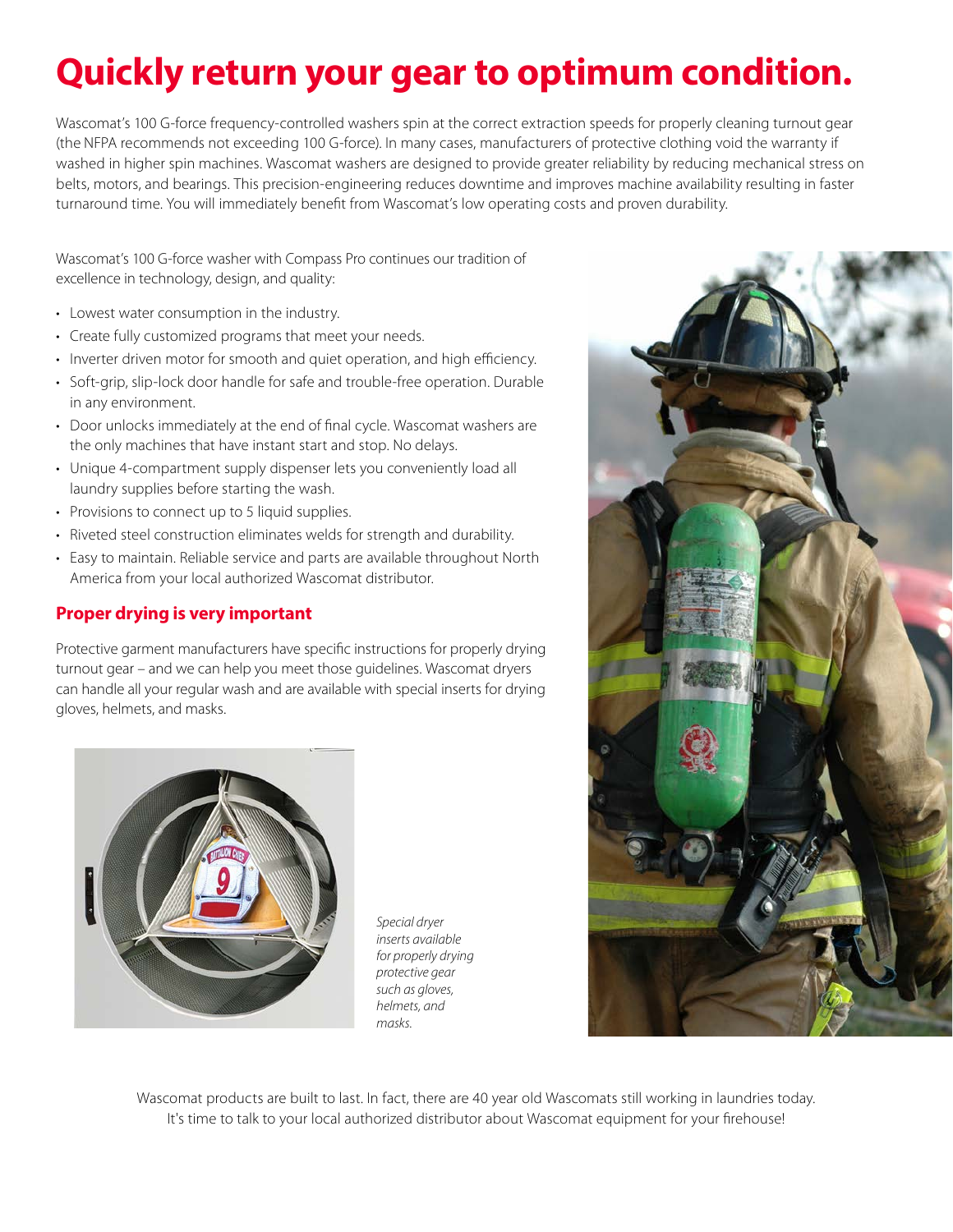# Quickly return your gear to optimum condition.

Wascomat's 100 G-force frequency-controlled washers spin at the correct extraction speeds for properly cleaning turnout gear (the NFPA recommends not exceeding 100 G-force). In many cases, manufacturers of protective clothing void the warranty if washed in higher spin machines. Wascomat washers are designed to provide greater reliability by reducing mechanical stress on belts, motors, and bearings. This precision-engineering reduces downtime and improves machine availability resulting in faster turnaround time. You will immediately benefit from Wascomat's low operating costs and proven durability.

Wascomat's 100 G-force washer with Compass Pro continues our tradition of excellence in technology, design, and quality:

- Lowest water consumption in the industry.
- Create fully customized programs that meet your needs.
- Inverter driven motor for smooth and quiet operation, and high efficiency.
- Soft-grip, slip-lock door handle for safe and trouble-free operation. Durable in any environment.
- Door unlocks immediately at the end of final cycle. Wascomat washers are the only machines that have instant start and stop. No delays.
- Unique 4-compartment supply dispenser lets you conveniently load all laundry supplies before starting the wash.
- Provisions to connect up to 5 liquid supplies.
- Riveted steel construction eliminates welds for strength and durability.
- Easy to maintain. Reliable service and parts are available throughout North America from your local authorized Wascomat distributor.

## Proper drying is very important

Protective garment manufacturers have specific instructions for properly drying turnout gear – and we can help you meet those guidelines. Wascomat dryers can handle all your regular wash and are available with special inserts for drying gloves, helmets, and masks.

*Special dryer inserts available for properly drying protective gear such as gloves, helmets, and masks.*

Wascomat products are built to last. In fact, there are 40 year old Wascomats still working in laundries today. It's time to talk to your local authorized distributor about Wascomat equipment for your firehouse!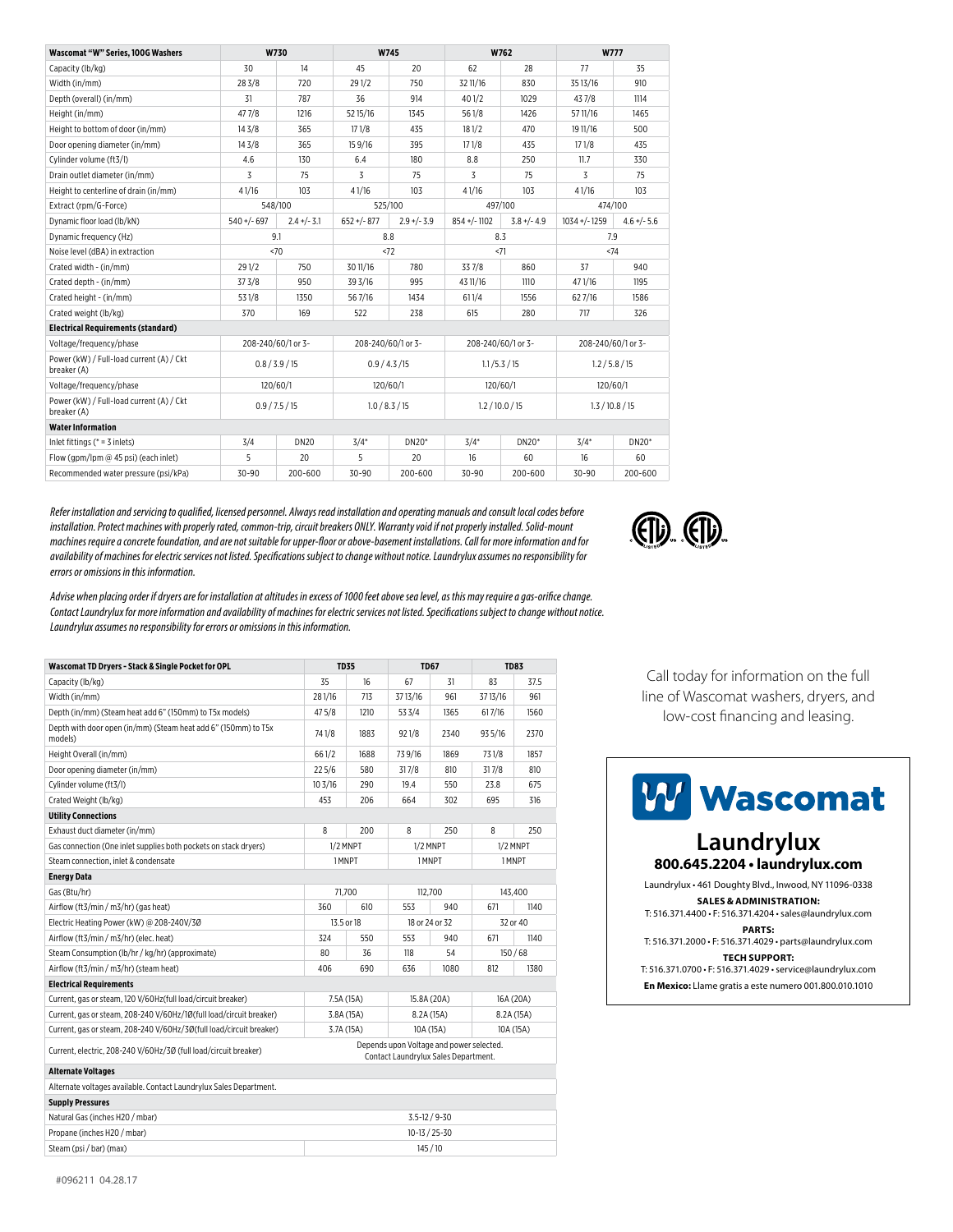| Wascomat "W" Series, 100G Washers | W730 | | W745 | | W762 | | W777 | |
|---|---|---|---|---|---|---|---|---|
| Capacity (lb/kg) | 30 | 14 | 45 | 20 | 62 | 28 | 77 | 35 |
| Width (in/mm) | 28 3/8 | 720 | 29 1/2 | 750 | 32 11/16 | 830 | 35 13/16 | 910 |
| Depth (overall) (in/mm) | 31 | 787 | 36 | 914 | 40 1/2 | 1029 | 43 7/8 | 1114 |
| Height (in/mm) | 47 7/8 | 1216 | 52 15/16 | 1345 | 56 1/8 | 1426 | 57 11/16 | 1465 |
| Height to bottom of door (in/mm) | 14 3/8 | 365 | 17 1/8 | 435 | 18 1/2 | 470 | 19 11/16 | 500 |
| Door opening diameter (in/mm) | 14 3/8 | 365 | 15 9/16 | 395 | 17 1/8 | 435 | 17 1/8 | 435 |
| Cylinder volume (ft3/l) | 4.6 | 130 | 6.4 | 180 | 8.8 | 250 | 11.7 | 330 |
| Drain outlet diameter (in/mm) | 3 | 75 | 3 | 75 | 3 | 75 | 3 | 75 |
| Height to centerline of drain (in/mm) | 4 1/16 | 103 | 4 1/16 | 103 | 4 1/16 | 103 | 4 1/16 | 103 |
| Extract (rpm/G-Force) | 548/100 | | 525/100 | | 497/100 | | 474/100 | |
| Dynamic floor load (lb/kN) | 540 +/- 697 | 2.4 +/- 3.1 | 652 +/- 877 | 2.9 +/- 3.9 | 854 +/- 1102 | 3.8 +/- 4.9 | 1034 +/- 1259 | 4.6 +/- 5.6 |
| Dynamic frequency (Hz) | 9.1 | | 8.8 | | 8.3 | | 7.9 | |
| Noise level (dBA) in extraction | <70 | | <72 | | <71 | | <74 | |
| Crated width - (in/mm) | 29 1/2 | 750 | 30 11/16 | 780 | 33 7/8 | 860 | 37 | 940 |
| Crated depth - (in/mm) | 37 3/8 | 950 | 39 3/16 | 995 | 43 11/16 | 1110 | 47 1/16 | 1195 |
| Crated height - (in/mm) | 53 1/8 | 1350 | 56 7/16 | 1434 | 61 1/4 | 1556 | 62 7/16 | 1586 |
| Crated weight (lb/kg) | 370 | 169 | 522 | 238 | 615 | 280 | 717 | 326 |
| **Electrical Requirements (standard)** | | | | | | | | |
| Voltage/frequency/phase | 208-240/60/1 or 3- | | 208-240/60/1 or 3- | | 208-240/60/1 or 3- | | 208-240/60/1 or 3- | |
| Power (kW) / Full-load current (A) / Ckt breaker (A) | 0.8 / 3.9 / 15 | | 0.9 / 4.3 /15 | | 1.1 /5.3 / 15 | | 1.2 / 5.8 / 15 | |
| Voltage/frequency/phase | 120/60/1 | | 120/60/1 | | 120/60/1 | | 120/60/1 | |
| Power (kW) / Full-load current (A) / Ckt breaker (A) | 0.9 / 7.5 / 15 | | 1.0 / 8.3 / 15 | | 1.2 / 10.0 / 15 | | 1.3 / 10.8 / 15 | |
| **Water Information** | | | | | | | | |
| Inlet fittings (* = 3 inlets) | 3/4 | DN20 | 3/4* | DN20* | 3/4* | DN20* | 3/4* | DN20* |
| Flow (gpm/lpm @ 45 psi) (each inlet) | 5 | 20 | 5 | 20 | 16 | 60 | 16 | 60 |
| Recommended water pressure (psi/kPa) | 30-90 | 200-600 | 30-90 | 200-600 | 30-90 | 200-600 | 30-90 | 200-600 |

*Refer installation and servicing to qualified, licensed personnel. Always read installation and operating manuals and consult local codes before installation. Protect machines with properly rated, common-trip, circuit breakers ONLY. Warranty void if not properly installed. Solid-mount machines require a concrete foundation, and are not suitable for upper-floor or above-basement installations. Call for more information and for availability of machines for electric services not listed. Specifications subject to change without notice. Laundrylux assumes no responsibility for errors or omissions in this information.*

*Advise when placing order if dryers are for installation at altitudes in excess of 1000 feet above sea level, as this may require a gas-orifice change. Contact Laundrylux for more information and availability of machines for electric services not listed. Specifications subject to change without notice. Laundrylux assumes no responsibility for errors or omissions in this information.*

| Wascomat TD Dryers - Stack & Single Pocket for OPL | TD35 | | TD67 | | TD83 | |
|---|---|---|---|---|---|---|
| Capacity (lb/kg) | 35 | 16 | 67 | 31 | 83 | 37.5 |
| Width (in/mm) | 28 1/16 | 713 | 37 13/16 | 961 | 37 13/16 | 961 |
| Depth (in/mm) (Steam heat add 6" (150mm) to T5x models) | 47 5/8 | 1210 | 53 3/4 | 1365 | 61 7/16 | 1560 |
| Depth with door open (in/mm) (Steam heat add 6" (150mm) to T5x models) | 74 1/8 | 1883 | 92 1/8 | 2340 | 93 5/16 | 2370 |
| Height Overall (in/mm) | 66 1/2 | 1688 | 73 9/16 | 1869 | 73 1/8 | 1857 |
| Door opening diameter (in/mm) | 22 5/6 | 580 | 31 7/8 | 810 | 31 7/8 | 810 |
| Cylinder volume (ft3/l) | 10 3/16 | 290 | 19.4 | 550 | 23.8 | 675 |
| Crated Weight (lb/kg) | 453 | 206 | 664 | 302 | 695 | 316 |
| **Utility Connections** | | | | | | |
| Exhaust duct diameter (in/mm) | 8 | 200 | 8 | 250 | 8 | 250 |
| Gas connection (One inlet supplies both pockets on stack dryers) | 1/2 MNPT | | 1/2 MNPT | | 1/2 MNPT | |
| Steam connection, inlet & condensate | 1 MNPT | | 1 MNPT | | 1 MNPT | |
| **Energy Data** | | | | | | |
| Gas (Btu/hr) | 71,700 | | 112,700 | | 143,400 | |
| Airflow (ft3/min / m3/hr) (gas heat) | 360 | 610 | 553 | 940 | 671 | 1140 |
| Electric Heating Power (kW) @ 208-240V/3Ø | 13.5 or 18 | | 18 or 24 or 32 | | 32 or 40 | |
| Airflow (ft3/min / m3/hr) (elec. heat) | 324 | 550 | 553 | 940 | 671 | 1140 |
| Steam Consumption (lb/hr / kg/hr) (approximate) | 80 | 36 | 118 | 54 | 150 / 68 | |
| Airflow (ft3/min / m3/hr) (steam heat) | 406 | 690 | 636 | 1080 | 812 | 1380 |
| **Electrical Requirements** | | | | | | |
| Current, gas or steam, 120 V/60Hz(full load/circuit breaker) | 7.5A (15A) | | 15.8A (20A) | | 16A (20A) | |
| Current, gas or steam, 208-240 V/60Hz/1Ø(full load/circuit breaker) | 3.8A (15A) | | 8.2A (15A) | | 8.2A (15A) | |
| Current, gas or steam, 208-240 V/60Hz/3Ø(full load/circuit breaker) | 3.7A (15A) | | 10A (15A) | | 10A (15A) | |
| Current, electric, 208-240 V/60Hz/3Ø (full load/circuit breaker) | Depends upon Voltage and power selected. Contact Laundrylux Sales Department. | | | | | |
| **Alternate Voltages** | | | | | | |
| Alternate voltages available. Contact Laundrylux Sales Department. | | | | | | |
| **Supply Pressures** | | | | | | |
| Natural Gas (inches H20 / mbar) | 3.5-12 / 9-30 | | | | | |
| Propane (inches H20 / mbar) | 10-13 / 25-30 | | | | | |
| Steam (psi / bar) (max) | 145 / 10 | | | | | |

Call today for information on the full line of Wascomat washers, dryers, and low-cost financing and leasing.

**Wascomat**

**Laundrylux**

**800.645.2204 • laundrylux.com**

Laundrylux • 461 Doughty Blvd., Inwood, NY 11096-0338

**SALES & ADMINISTRATION:**
T: 516.371.4400 • F: 516.371.4204 • sales@laundrylux.com

**PARTS:**
T: 516.371.2000 • F: 516.371.4029 • parts@laundrylux.com

**TECH SUPPORT:**
T: 516.371.0700 • F: 516.371.4029 • service@laundrylux.com

**En Mexico:** Llame gratis a este numero 001.800.010.1010

#096211 04.28.17